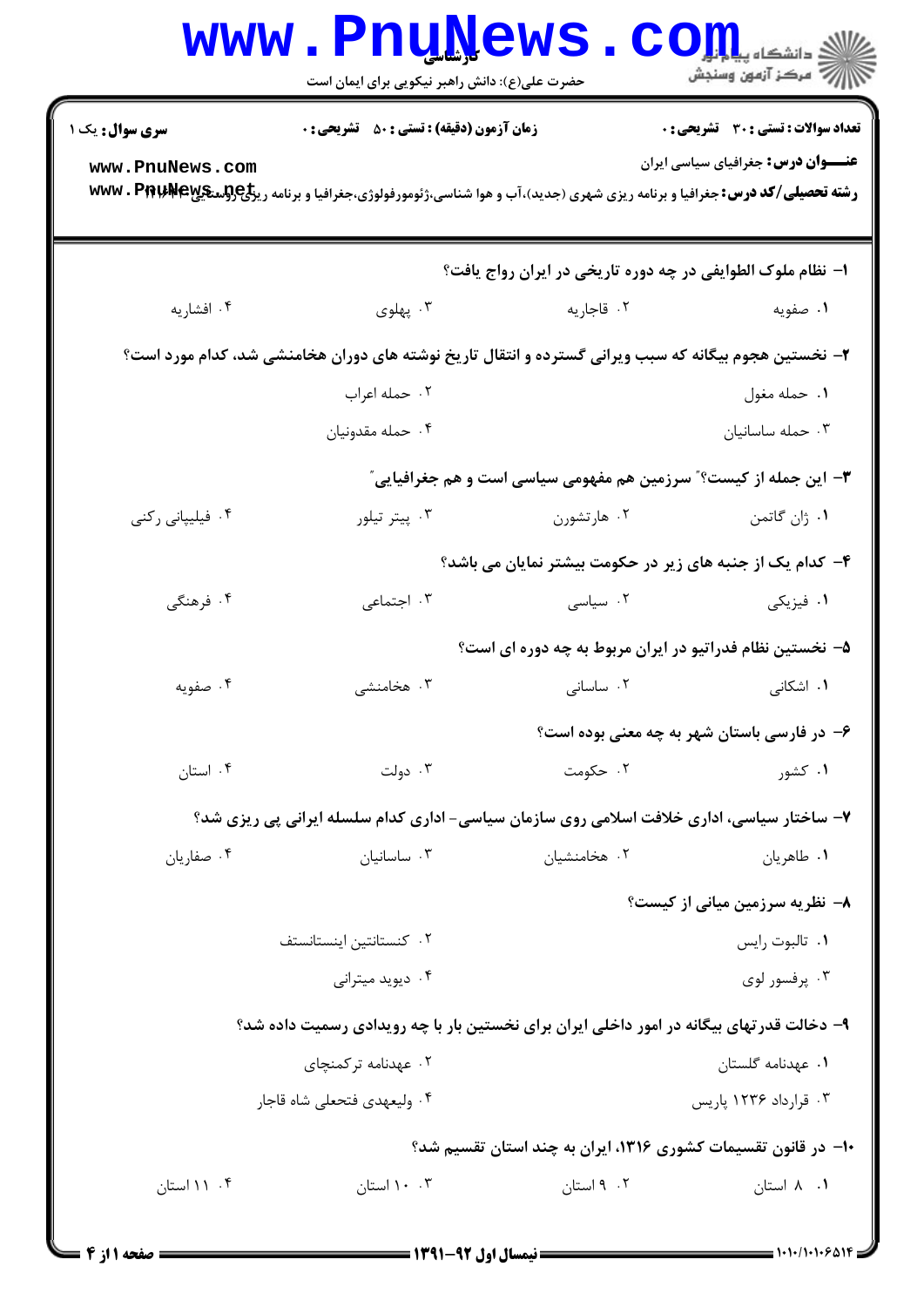**سری سوال:** یک ۱

**زمان آزمون (دقیقه) : تستی : ۵۰ تشریحی : ۰**

**تعداد سوالات : تستی : ۳۰ تشریحی : ۰**

**عنـــوان درس:** جغرافیای سیاسی ایران

**رشته تحصیلی/کد درس:** جغرافیا و برنامه ریزی شهری (جدید)،آب و هوا شناسی،ژئومورفولوژی،جغرافیا و برنامه ریزی روستایی ۱۲۱۶۰۱۴

۱- نظام ملوک الطوایفی در چه دوره تاریخی در ایران رواج یافت؟

۱. صفویه
۲. قاجاریه
۳. پهلوی
۴. افشاریه

۲- نخستین هجوم بیگانه که سبب ویرانی گسترده و انتقال تاریخ نوشته های دوران هخامنشی شد، کدام مورد است؟

۱. حمله مغول
۲. حمله اعراب
۳. حمله ساسانیان
۴. حمله مقدونیان

۳- این جمله از کیست؟" سرزمین هم مفهومی سیاسی است و هم جغرافیایی"

۱. ژان گاتمن
۲. هارتشورن
۳. پیتر تیلور
۴. فیلیپانی رکنی

۴- کدام یک از جنبه های زیر در حکومت بیشتر نمایان می باشد؟

۱. فیزیکی
۲. سیاسی
۳. اجتماعی
۴. فرهنگی

۵- نخستین نظام فدراتیو در ایران مربوط به چه دوره ای است؟

۱. اشکانی
۲. ساسانی
۳. هخامنشی
۴. صفویه

۶- در فارسی باستان شهر به چه معنی بوده است؟

۱. کشور
۲. حکومت
۳. دولت
۴. استان

۷- ساختار سیاسی، اداری خلافت اسلامی روی سازمان سیاسی- اداری کدام سلسله ایرانی پی ریزی شد؟

۱. طاهریان
۲. هخامنشیان
۳. ساسانیان
۴. صفاریان

۸- نظریه سرزمین میانی از کیست؟

۱. تالبوت رایس
۲. کنستانتین اینستانستف
۳. پرفسور لوی
۴. دیوید میترانی

۹- دخالت قدرتهای بیگانه در امور داخلی ایران برای نخستین بار با چه رویدادی رسمیت داده شد؟

۱. عهدنامه گلستان
۲. عهدنامه ترکمنچای
۳. قرارداد ۱۲۳۶ پاریس
۴. ولیعهدی فتحعلی شاه قاجار

۱۰- در قانون تقسیمات کشوری ۱۳۱۶، ایران به چند استان تقسیم شد؟

۱. ۸ استان
۲. ۹ استان
۳. ۱۰ استان
۴. ۱۱ استان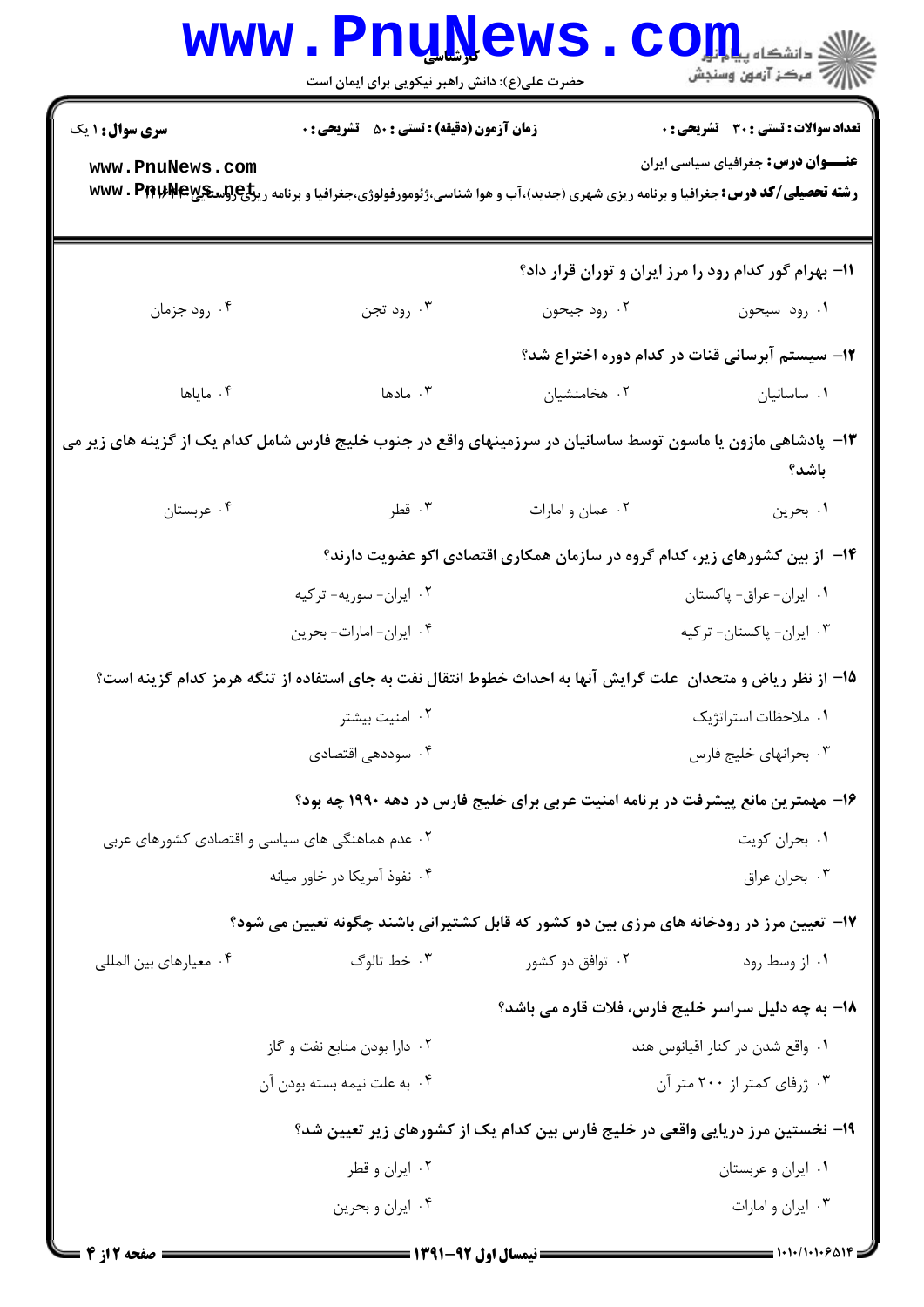۱۱- بهرام گور کدام رود را مرز ایران و توران قرار داد؟

۱. رود سیحون
۲. رود جیحون
۳. رود تجن
۴. رود جزمان

۱۲- سیستم آبرسانی قنات در کدام دوره اختراع شد؟

۱. ساسانیان
۲. هخامنشیان
۳. مادها
۴. مایاها

۱۳- پادشاهی مازون یا ماسون توسط ساسانیان در سرزمینهای واقع در جنوب خلیج فارس شامل کدام یک از گزینه های زیر می باشد؟

۱. بحرین
۲. عمان و امارات
۳. قطر
۴. عربستان

۱۴- از بین کشورهای زیر، کدام گروه در سازمان همکاری اقتصادی اکو عضویت دارند؟

۱. ایران- عراق- پاکستان
۲. ایران- سوریه- ترکیه
۳. ایران- پاکستان- ترکیه
۴. ایران- امارات- بحرین

۱۵- از نظر ریاض و متحدان علت گرایش آنها به احداث خطوط انتقال نفت به جای استفاده از تنگه هرمز کدام گزینه است؟

۱. ملاحظات استراتژیک
۲. امنیت بیشتر
۳. بحرانهای خلیج فارس
۴. سوددهی اقتصادی

۱۶- مهمترین مانع پیشرفت در برنامه امنیت عربی برای خلیج فارس در دهه ۱۹۹۰ چه بود؟

۱. بحران کویت
۲. عدم هماهنگی های سیاسی و اقتصادی کشورهای عربی
۳. بحران عراق
۴. نفوذ آمریکا در خاور میانه

۱۷- تعیین مرز در رودخانه های مرزی بین دو کشور که قابل کشتیرانی باشند چگونه تعیین می شود؟

۱. از وسط رود
۲. توافق دو کشور
۳. خط تالوگ
۴. معیارهای بین المللی

۱۸- به چه دلیل سراسر خلیج فارس، فلات قاره می باشد؟

۱. واقع شدن در کنار اقیانوس هند
۲. دارا بودن منابع نفت و گاز
۳. ژرفای کمتر از ۲۰۰ متر آن
۴. به علت نیمه بسته بودن آن

۱۹- نخستین مرز دریایی واقعی در خلیج فارس بین کدام یک از کشورهای زیر تعیین شد؟

۱. ایران و عربستان
۲. ایران و قطر
۳. ایران و امارات
۴. ایران و بحرین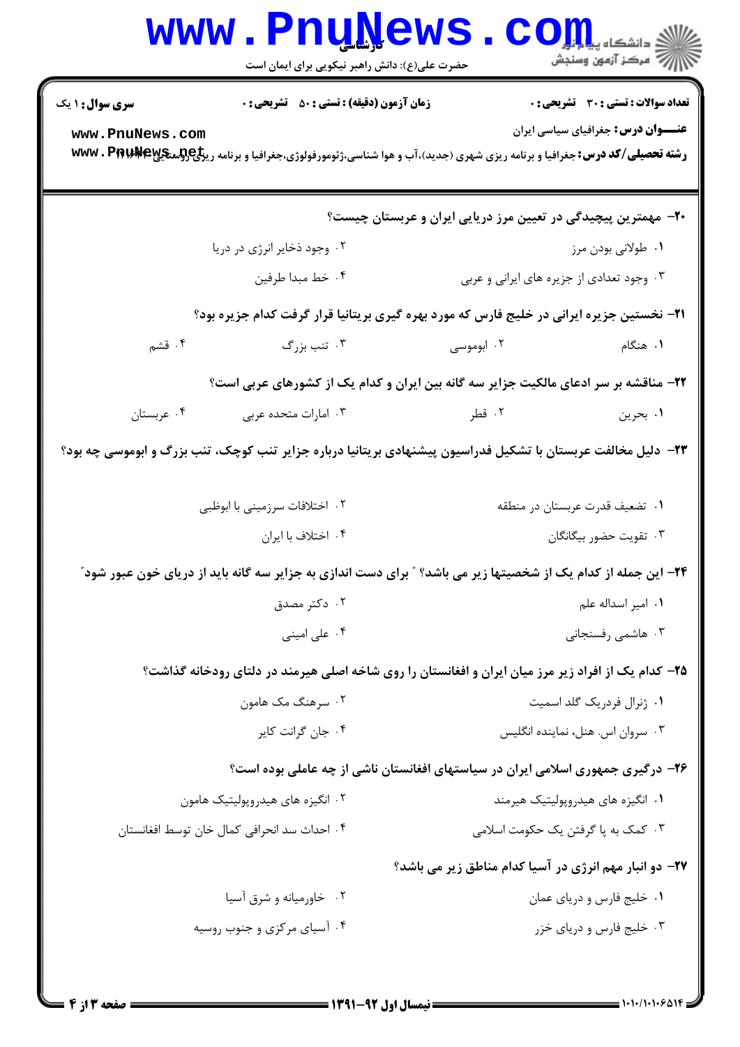**سری سوال:** ۱ یک

**زمان آزمون (دقیقه) : تستی :** ۵۰ **تشریحی :** ۰

**تعداد سوالات : تستی :** ۳۰ **تشریحی :** ۰

**عنـــوان درس:** جغرافیای سیاسی ایران

**رشته تحصیلی/کد درس:** جغرافیا و برنامه ریزی شهری (جدید)،آب و هوا شناسی،ژئومورفولوژی،جغرافیا و برنامه ریزی روستایی ۱۲۱۶۳۴۲

---

**۲۰- مهمترین پیچیدگی در تعیین مرز دریایی ایران و عربستان چیست؟**

۱. طولانی بودن مرز

۲. وجود ذخایر انرژی در دریا

۳. وجود تعدادی از جزیره های ایرانی و عربی

۴. خط مبدا طرفین

**۲۱- نخستین جزیره ایرانی در خلیج فارس که مورد بهره گیری بریتانیا قرار گرفت کدام جزیره بود؟**

۱. هنگام

۲. ابوموسی

۳. تنب بزرگ

۴. قشم

**۲۲- مناقشه بر سر ادعای مالکیت جزایر سه گانه بین ایران و کدام یک از کشورهای عربی است؟**

۱. بحرین

۲. قطر

۳. امارات متحده عربی

۴. عربستان

**۲۳- دلیل مخالفت عربستان با تشکیل فدراسیون پیشنهادی بریتانیا درباره جزایر تنب کوچک، تنب بزرگ و ابوموسی چه بود؟**

۱. تضعیف قدرت عربستان در منطقه

۲. اختلافات سرزمینی با ابوظبی

۳. تقویت حضور بیگانگان

۴. اختلاف با ایران

**۲۴- این جمله از کدام یک از شخصیتها زیر می باشد؟ " برای دست اندازی به جزایر سه گانه باید از دریای خون عبور شود"**

۱. امیر اسداله علم

۲. دکتر مصدق

۳. هاشمی رفسنجانی

۴. علی امینی

**۲۵- کدام یک از افراد زیر مرز میان ایران و افغانستان را روی شاخه اصلی هیرمند در دلتای رودخانه گذاشت؟**

۱. ژنرال فردریک گلد اسمیت

۲. سرهنگ مک هامون

۳. سروان اس. هنل، نماینده انگلیس

۴. جان گرانت کایر

**۲۶- درگیری جمهوری اسلامی ایران در سیاستهای افغانستان ناشی از چه عاملی بوده است؟**

۱. انگیزه های هیدروپولیتیک هیرمند

۲. انگیزه های هیدروپولیتیک هامون

۳. کمک به پا گرفتن یک حکومت اسلامی

۴. احداث سد انحرافی کمال خان توسط افغانستان

**۲۷- دو انبار مهم انرژی در آسیا کدام مناطق زیر می باشد؟**

۱. خلیج فارس و دریای عمان

۲. خاورمیانه و شرق آسیا

۳. خلیج فارس و دریای خزر

۴. آسیای مرکزی و جنوب روسیه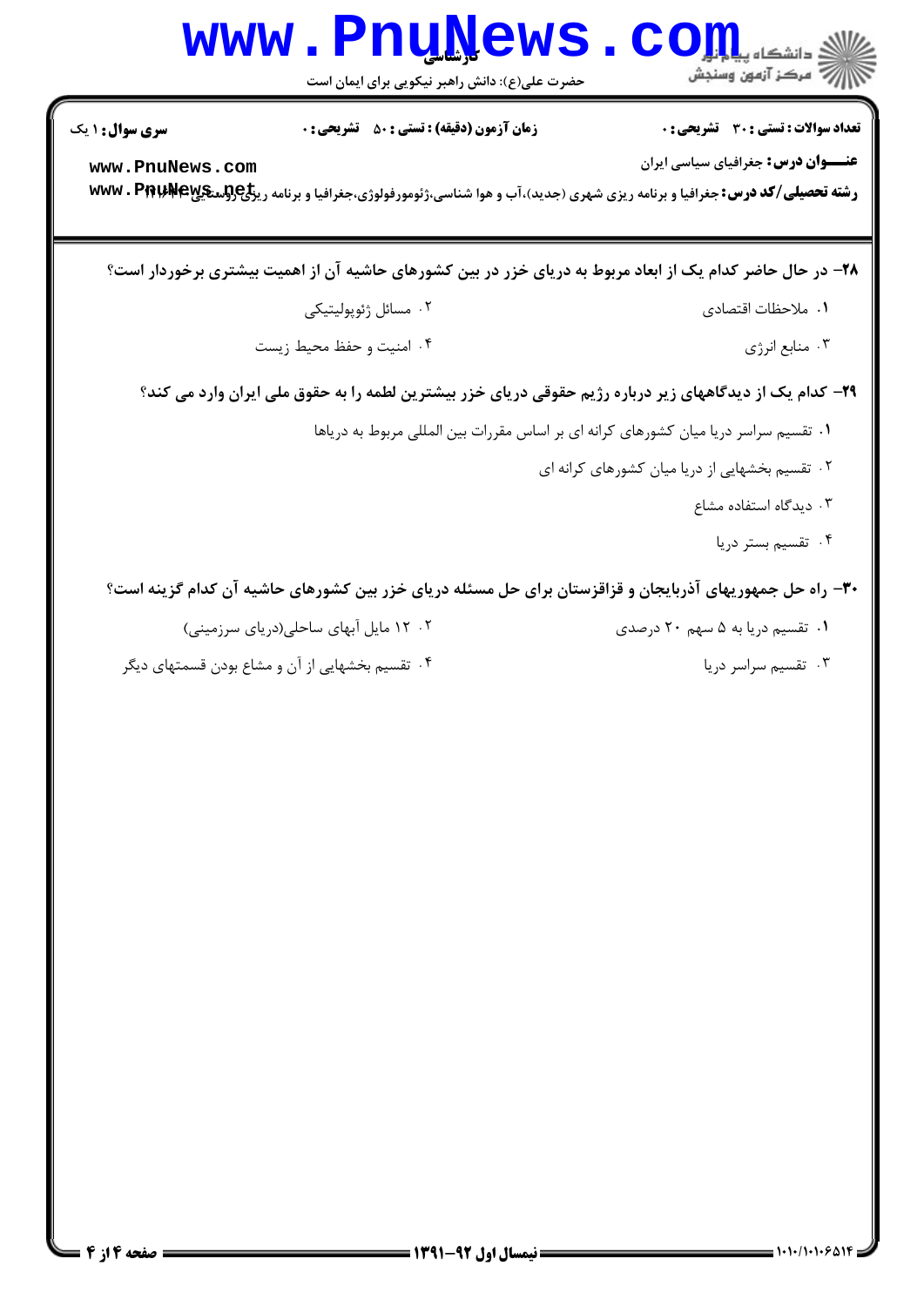**سری سوال:** ۱ یک

**زمان آزمون (دقیقه) : تستی : ۵۰ تشریحی : ۰**

**تعداد سوالات : تستی : ۳۰ تشریحی : ۰**

**عنـــوان درس:** جغرافیای سیاسی ایران

**رشته تحصیلی/کد درس:** جغرافیا و برنامه ریزی شهری (جدید)،آب و هوا شناسی،ژئومورفولوژی،جغرافیا و برنامه ریزی روستایی ۱۲۱۶۰۴۴

**۲۸- در حال حاضر کدام یک از ابعاد مربوط به دریای خزر در بین کشورهای حاشیه آن از اهمیت بیشتری برخوردار است؟**

۱. ملاحظات اقتصادی

۲. مسائل ژئوپولیتیکی

۳. منابع انرژی

۴. امنیت و حفظ محیط زیست

**۲۹- کدام یک از دیدگاههای زیر درباره رژیم حقوقی دریای خزر بیشترین لطمه را به حقوق ملی ایران وارد می کند؟**

۱. تقسیم سراسر دریا میان کشورهای کرانه ای بر اساس مقررات بین المللی مربوط به دریاها

۲. تقسیم بخشهایی از دریا میان کشورهای کرانه ای

۳. دیدگاه استفاده مشاع

۴. تقسیم بستر دریا

**۳۰- راه حل جمهوریهای آذربایجان و قزاقستان برای حل مسئله دریای خزر بین کشورهای حاشیه آن کدام گزینه است؟**

۱. تقسیم دریا به ۵ سهم ۲۰ درصدی

۲. ۱۲ مایل آبهای ساحلی(دریای سرزمینی)

۳. تقسیم سراسر دریا

۴. تقسیم بخشهایی از آن و مشاع بودن قسمتهای دیگر